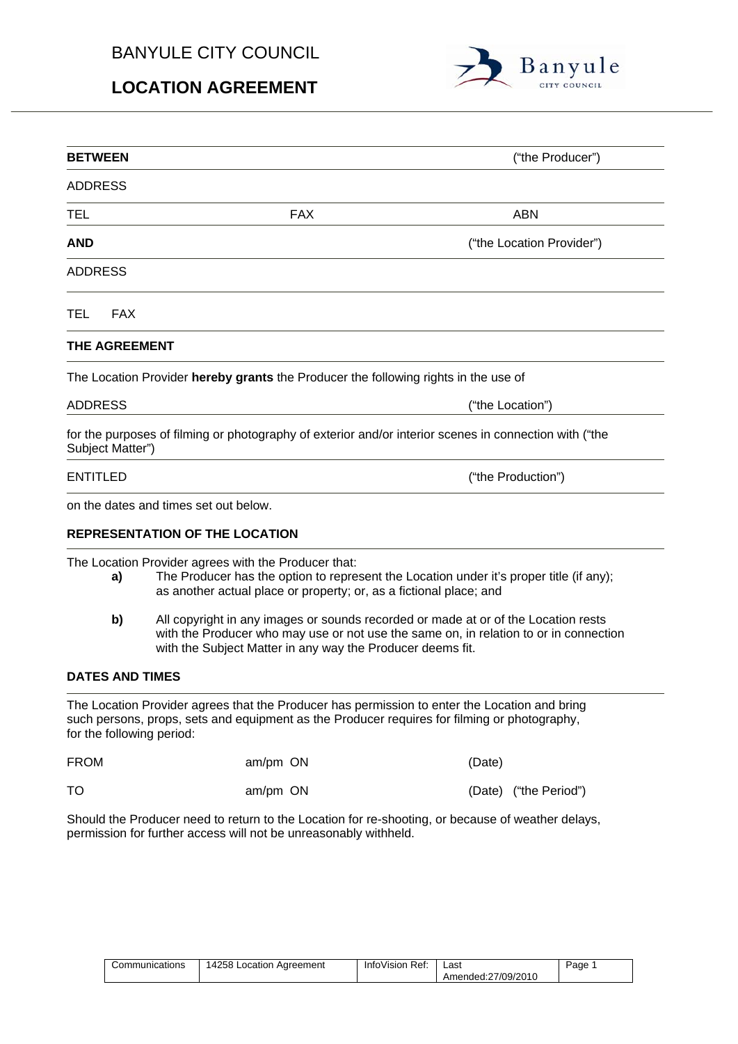BANYULE CITY COUNCIL

# LOCATION AGREEMENT

**BETWEEN** ("the Producer")

ADDRESS

TEL FAX ABN

**AND** ("the Location Provider")

ADDRESS

TEL FAX

**THE AGREEMENT**

The Location Provider **hereby grants** the Producer the following rights in the use of

ADDRESS ("the Location")

for the purposes of filming or photography of exterior and/or interior scenes in connection with ("the Subject Matter")

ENTITLED ("the Production")

on the dates and times set out below.

**REPRESENTATION OF THE LOCATION**

The Location Provider agrees with the Producer that:

**a)** The Producer has the option to represent the Location under it's proper title (if any); as another actual place or property; or, as a fictional place; and

**b)** All copyright in any images or sounds recorded or made at or of the Location rests with the Producer who may use or not use the same on, in relation to or in connection with the Subject Matter in any way the Producer deems fit.

**DATES AND TIMES**

The Location Provider agrees that the Producer has permission to enter the Location and bring such persons, props, sets and equipment as the Producer requires for filming or photography, for the following period:

FROM am/pm ON (Date)

TO am/pm ON (Date) ("the Period")

Should the Producer need to return to the Location for re-shooting, or because of weather delays, permission for further access will not be unreasonably withheld.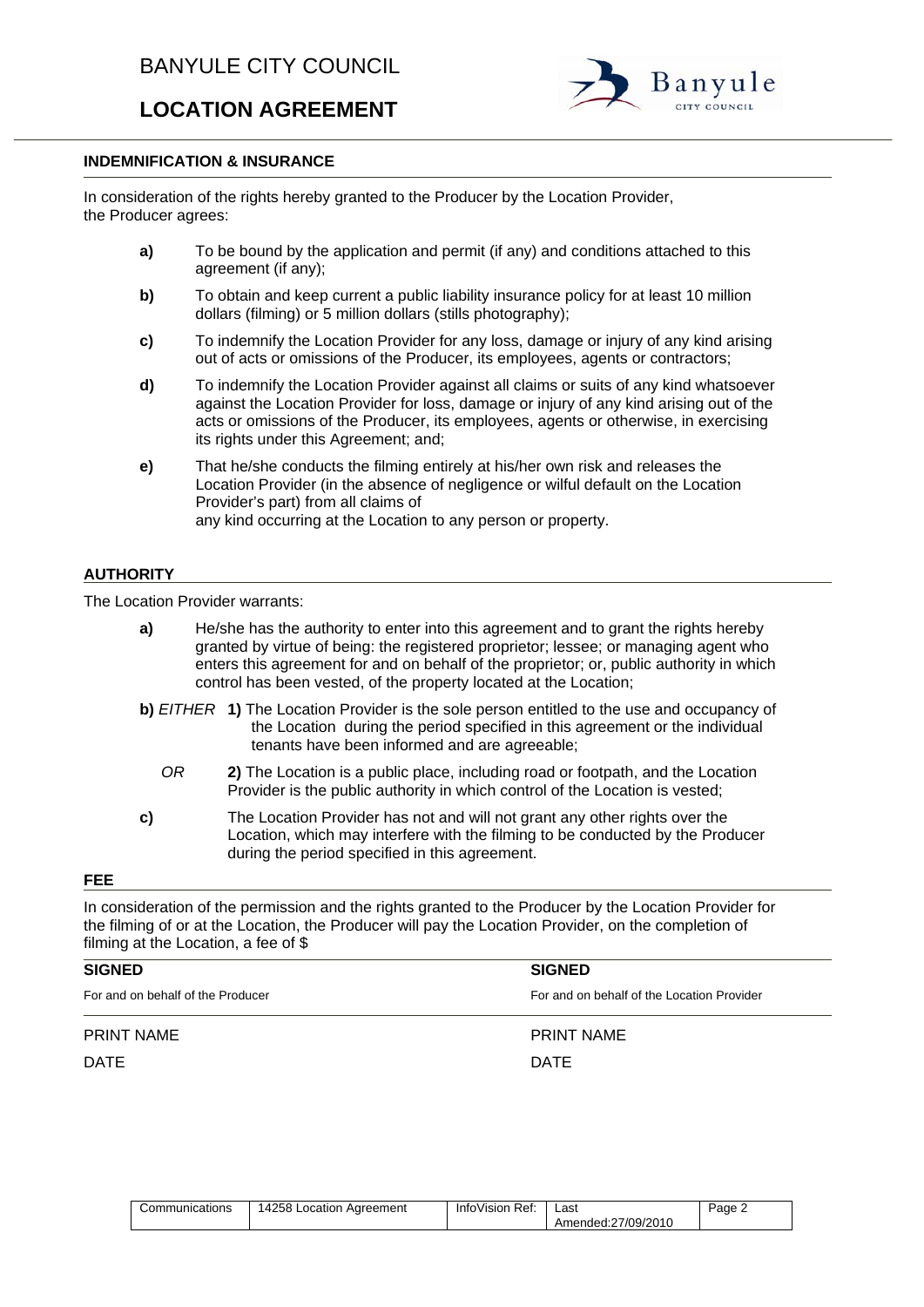# BANYULE CITY COUNCIL

# LOCATION AGREEMENT

## INDEMNIFICATION & INSURANCE

In consideration of the rights hereby granted to the Producer by the Location Provider, the Producer agrees:

**a)** To be bound by the application and permit (if any) and conditions attached to this agreement (if any);

**b)** To obtain and keep current a public liability insurance policy for at least 10 million dollars (filming) or 5 million dollars (stills photography);

**c)** To indemnify the Location Provider for any loss, damage or injury of any kind arising out of acts or omissions of the Producer, its employees, agents or contractors;

**d)** To indemnify the Location Provider against all claims or suits of any kind whatsoever against the Location Provider for loss, damage or injury of any kind arising out of the acts or omissions of the Producer, its employees, agents or otherwise, in exercising its rights under this Agreement; and;

**e)** That he/she conducts the filming entirely at his/her own risk and releases the Location Provider (in the absence of negligence or wilful default on the Location Provider's part) from all claims of any kind occurring at the Location to any person or property.

## AUTHORITY

The Location Provider warrants:

**a)** He/she has the authority to enter into this agreement and to grant the rights hereby granted by virtue of being: the registered proprietor; lessee; or managing agent who enters this agreement for and on behalf of the proprietor; or, public authority in which control has been vested, of the property located at the Location;

**b)** *EITHER* **1)** The Location Provider is the sole person entitled to the use and occupancy of the Location during the period specified in this agreement or the individual tenants have been informed and are agreeable;

*OR* **2)** The Location is a public place, including road or footpath, and the Location Provider is the public authority in which control of the Location is vested;

**c)** The Location Provider has not and will not grant any other rights over the Location, which may interfere with the filming to be conducted by the Producer during the period specified in this agreement.

## FEE

In consideration of the permission and the rights granted to the Producer by the Location Provider for the filming of or at the Location, the Producer will pay the Location Provider, on the completion of filming at the Location, a fee of $

| **SIGNED** | **SIGNED** |
|---|---|
| For and on behalf of the Producer | For and on behalf of the Location Provider |
| PRINT NAME | PRINT NAME |
| DATE | DATE |

| Communications | 14258 Location Agreement | InfoVision Ref: | Last Amended:27/09/2010 |
|---|---|---|---|